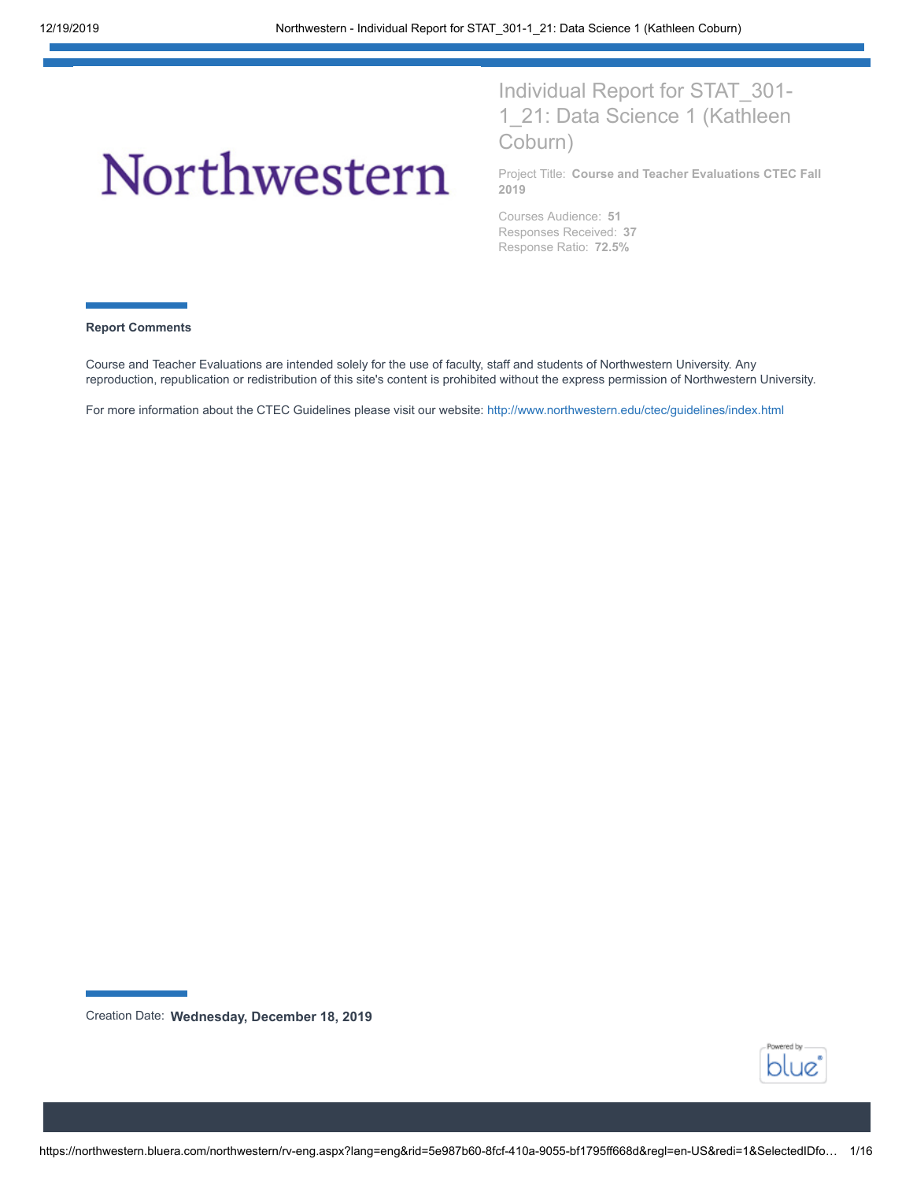Northwestern

# Individual Report for STAT_301-1_21: Data Science 1 (Kathleen Coburn)

Project Title: **Course and Teacher Evaluations CTEC Fall 2019**

Courses Audience: **51**
Responses Received: **37**
Response Ratio: **72.5%**

**Report Comments**

Course and Teacher Evaluations are intended solely for the use of faculty, staff and students of Northwestern University. Any reproduction, republication or redistribution of this site's content is prohibited without the express permission of Northwestern University.

For more information about the CTEC Guidelines please visit our website: http://www.northwestern.edu/ctec/guidelines/index.html

Creation Date: **Wednesday, December 18, 2019**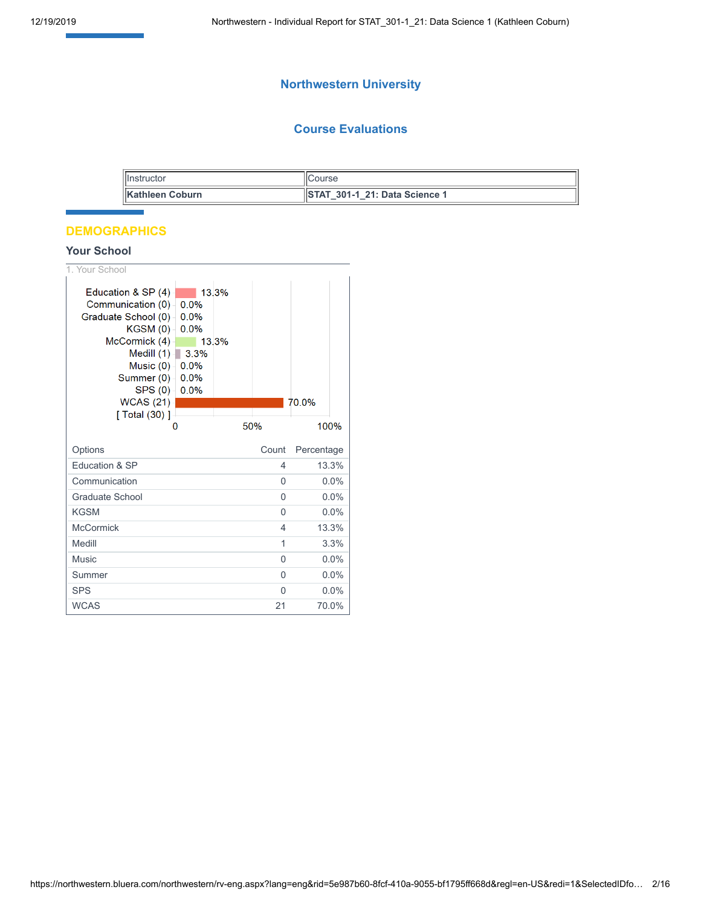# Northwestern University

## Course Evaluations

| Instructor | Course |
|---|---|
| **Kathleen Coburn** | **STAT_301-1_21: Data Science 1** |

## DEMOGRAPHICS

### Your School

1. Your School

| Options | Count | Percentage |
|---|---|---|
| Education & SP | 4 | 13.3% |
| Communication | 0 | 0.0% |
| Graduate School | 0 | 0.0% |
| KGSM | 0 | 0.0% |
| McCormick | 4 | 13.3% |
| Medill | 1 | 3.3% |
| Music | 0 | 0.0% |
| Summer | 0 | 0.0% |
| SPS | 0 | 0.0% |
| WCAS | 21 | 70.0% |

[ Total (30) ]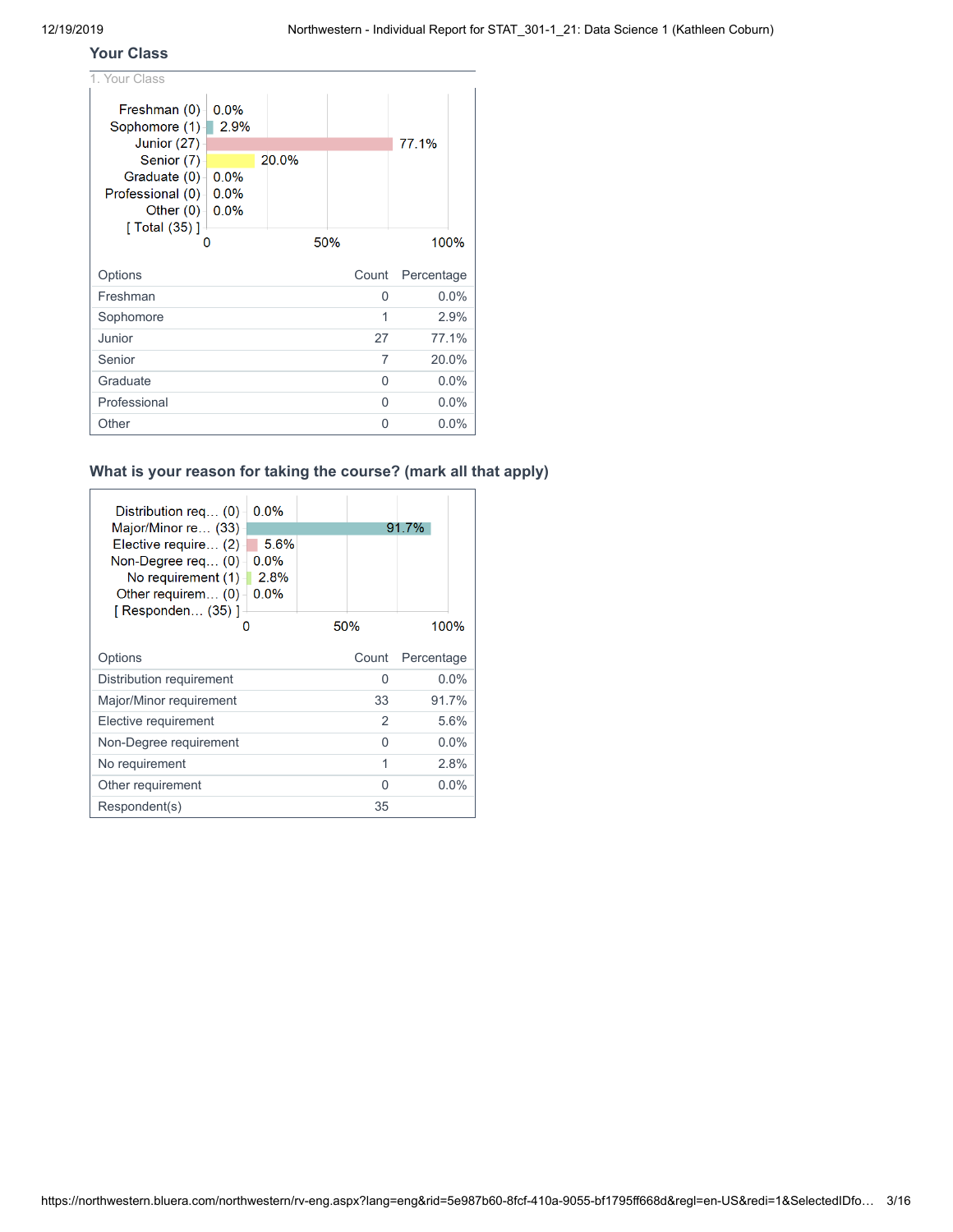## Your Class

1. Your Class

| Options | Count | Percentage |
|---|---|---|
| Freshman | 0 | 0.0% |
| Sophomore | 1 | 2.9% |
| Junior | 27 | 77.1% |
| Senior | 7 | 20.0% |
| Graduate | 0 | 0.0% |
| Professional | 0 | 0.0% |
| Other | 0 | 0.0% |

## What is your reason for taking the course? (mark all that apply)

| Options | Count | Percentage |
|---|---|---|
| Distribution requirement | 0 | 0.0% |
| Major/Minor requirement | 33 | 91.7% |
| Elective requirement | 2 | 5.6% |
| Non-Degree requirement | 0 | 0.0% |
| No requirement | 1 | 2.8% |
| Other requirement | 0 | 0.0% |
| Respondent(s) | 35 | |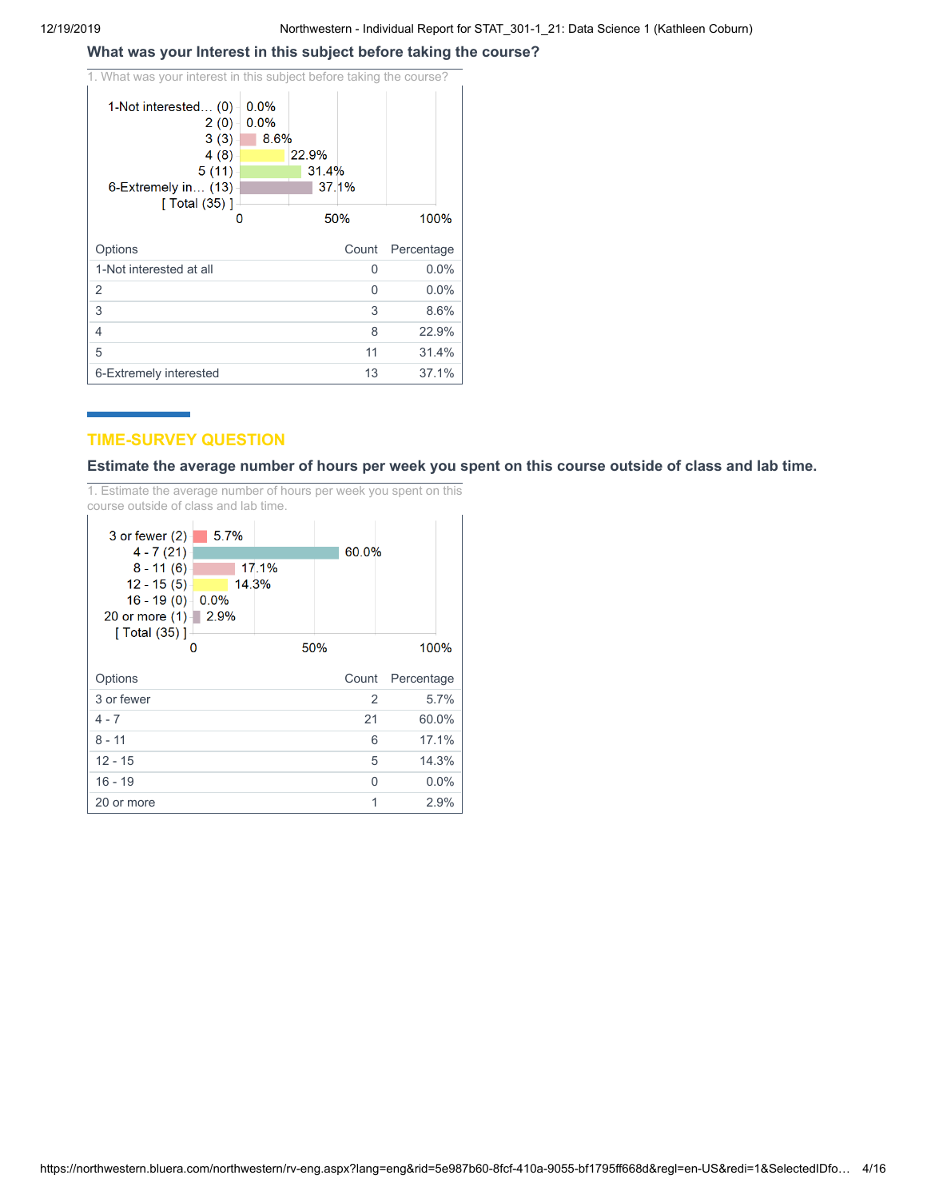### What was your Interest in this subject before taking the course?

1. What was your interest in this subject before taking the course?

| Options | Count | Percentage |
|---|---|---|
| 1-Not interested at all | 0 | 0.0% |
| 2 | 0 | 0.0% |
| 3 | 3 | 8.6% |
| 4 | 8 | 22.9% |
| 5 | 11 | 31.4% |
| 6-Extremely interested | 13 | 37.1% |

## TIME-SURVEY QUESTION

### Estimate the average number of hours per week you spent on this course outside of class and lab time.

1. Estimate the average number of hours per week you spent on this course outside of class and lab time.

| Options | Count | Percentage |
|---|---|---|
| 3 or fewer | 2 | 5.7% |
| 4 - 7 | 21 | 60.0% |
| 8 - 11 | 6 | 17.1% |
| 12 - 15 | 5 | 14.3% |
| 16 - 19 | 0 | 0.0% |
| 20 or more | 1 | 2.9% |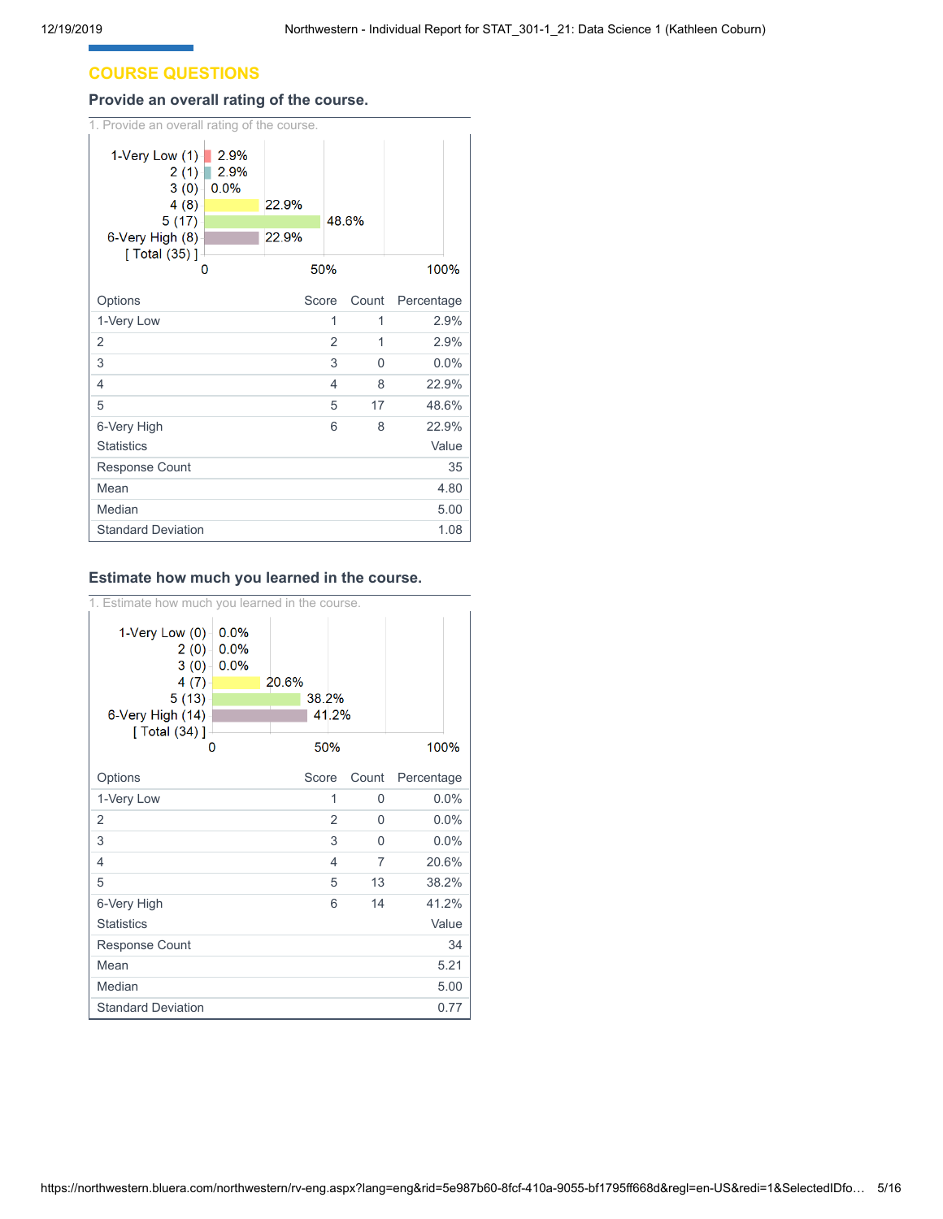## COURSE QUESTIONS

### Provide an overall rating of the course.

1. Provide an overall rating of the course.

1-Very Low (1) 2.9%
2 (1) 2.9%
3 (0) 0.0%
4 (8) 22.9%
5 (17) 48.6%
6-Very High (8) 22.9%
[ Total (35) ]

| Options | Score | Count | Percentage |
|---|---|---|---|
| 1-Very Low | 1 | 1 | 2.9% |
| 2 | 2 | 1 | 2.9% |
| 3 | 3 | 0 | 0.0% |
| 4 | 4 | 8 | 22.9% |
| 5 | 5 | 17 | 48.6% |
| 6-Very High | 6 | 8 | 22.9% |

| Statistics | Value |
|---|---|
| Response Count | 35 |
| Mean | 4.80 |
| Median | 5.00 |
| Standard Deviation | 1.08 |

### Estimate how much you learned in the course.

1. Estimate how much you learned in the course.

1-Very Low (0) 0.0%
2 (0) 0.0%
3 (0) 0.0%
4 (7) 20.6%
5 (13) 38.2%
6-Very High (14) 41.2%
[ Total (34) ]

| Options | Score | Count | Percentage |
|---|---|---|---|
| 1-Very Low | 1 | 0 | 0.0% |
| 2 | 2 | 0 | 0.0% |
| 3 | 3 | 0 | 0.0% |
| 4 | 4 | 7 | 20.6% |
| 5 | 5 | 13 | 38.2% |
| 6-Very High | 6 | 14 | 41.2% |

| Statistics | Value |
|---|---|
| Response Count | 34 |
| Mean | 5.21 |
| Median | 5.00 |
| Standard Deviation | 0.77 |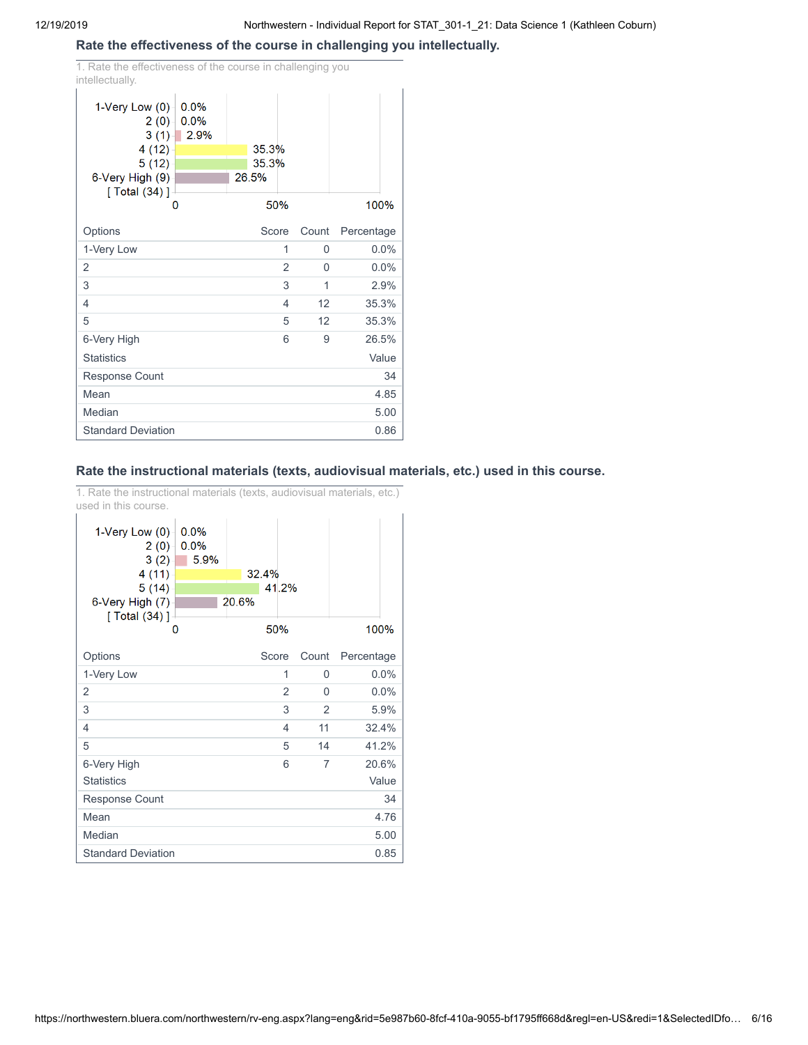## Rate the effectiveness of the course in challenging you intellectually.

1. Rate the effectiveness of the course in challenging you intellectually.

| Options | Score | Count | Percentage |
|---|---|---|---|
| 1-Very Low | 1 | 0 | 0.0% |
| 2 | 2 | 0 | 0.0% |
| 3 | 3 | 1 | 2.9% |
| 4 | 4 | 12 | 35.3% |
| 5 | 5 | 12 | 35.3% |
| 6-Very High | 6 | 9 | 26.5% |

| Statistics | Value |
|---|---|
| Response Count | 34 |
| Mean | 4.85 |
| Median | 5.00 |
| Standard Deviation | 0.86 |

## Rate the instructional materials (texts, audiovisual materials, etc.) used in this course.

1. Rate the instructional materials (texts, audiovisual materials, etc.) used in this course.

| Options | Score | Count | Percentage |
|---|---|---|---|
| 1-Very Low | 1 | 0 | 0.0% |
| 2 | 2 | 0 | 0.0% |
| 3 | 3 | 2 | 5.9% |
| 4 | 4 | 11 | 32.4% |
| 5 | 5 | 14 | 41.2% |
| 6-Very High | 6 | 7 | 20.6% |

| Statistics | Value |
|---|---|
| Response Count | 34 |
| Mean | 4.76 |
| Median | 5.00 |
| Standard Deviation | 0.85 |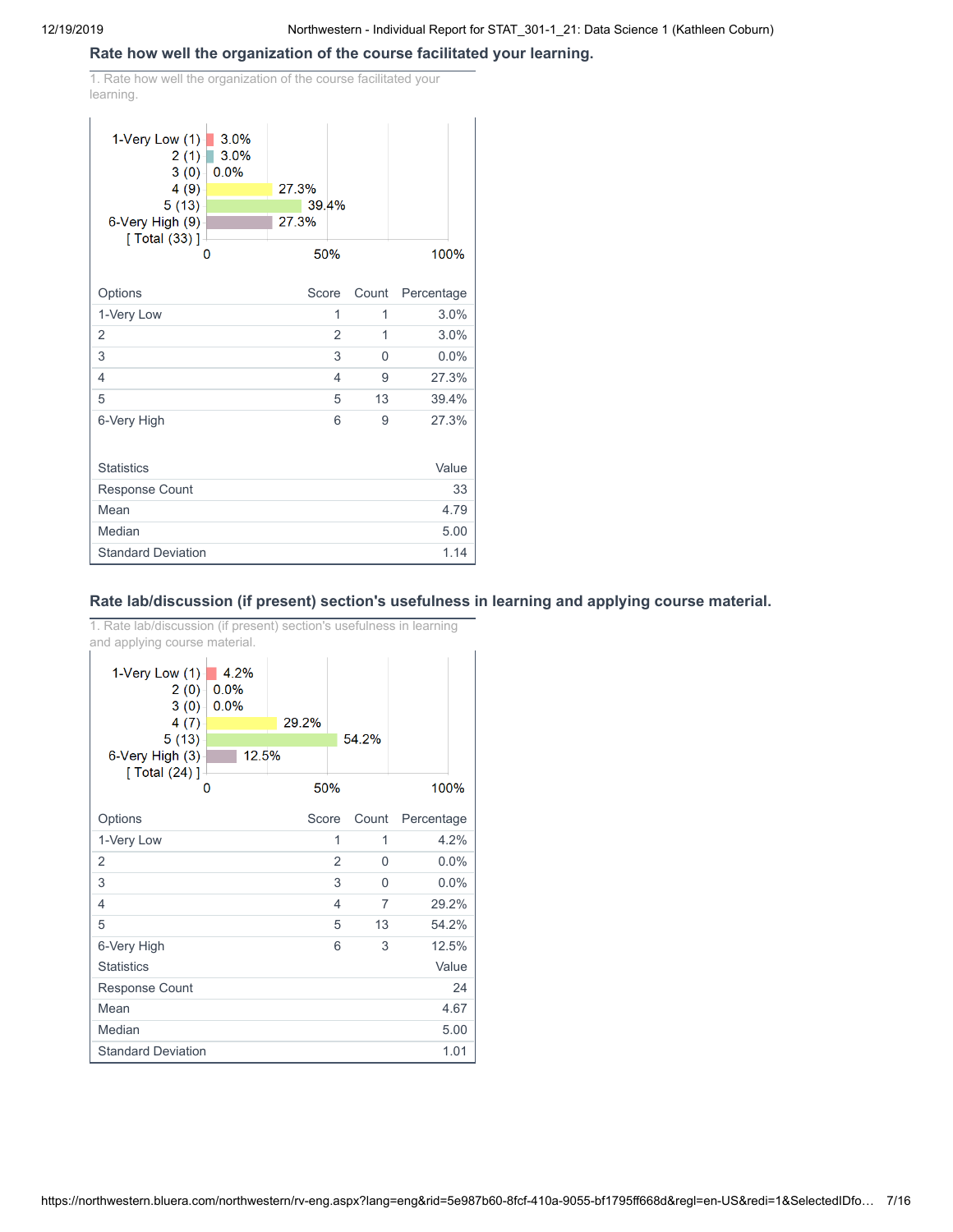## Rate how well the organization of the course facilitated your learning.

1. Rate how well the organization of the course facilitated your learning.

1-Very Low (1) 3.0%
2 (1) 3.0%
3 (0) 0.0%
4 (9) 27.3%
5 (13) 39.4%
6-Very High (9) 27.3%
[ Total (33) ]

0 50% 100%

| Options | Score | Count | Percentage |
|---|---|---|---|
| 1-Very Low | 1 | 1 | 3.0% |
| 2 | 2 | 1 | 3.0% |
| 3 | 3 | 0 | 0.0% |
| 4 | 4 | 9 | 27.3% |
| 5 | 5 | 13 | 39.4% |
| 6-Very High | 6 | 9 | 27.3% |

| Statistics | Value |
|---|---|
| Response Count | 33 |
| Mean | 4.79 |
| Median | 5.00 |
| Standard Deviation | 1.14 |

## Rate lab/discussion (if present) section's usefulness in learning and applying course material.

1. Rate lab/discussion (if present) section's usefulness in learning and applying course material.

1-Very Low (1) 4.2%
2 (0) 0.0%
3 (0) 0.0%
4 (7) 29.2%
5 (13) 54.2%
6-Very High (3) 12.5%
[ Total (24) ]

0 50% 100%

| Options | Score | Count | Percentage |
|---|---|---|---|
| 1-Very Low | 1 | 1 | 4.2% |
| 2 | 2 | 0 | 0.0% |
| 3 | 3 | 0 | 0.0% |
| 4 | 4 | 7 | 29.2% |
| 5 | 5 | 13 | 54.2% |
| 6-Very High | 6 | 3 | 12.5% |

| Statistics | Value |
|---|---|
| Response Count | 24 |
| Mean | 4.67 |
| Median | 5.00 |
| Standard Deviation | 1.01 |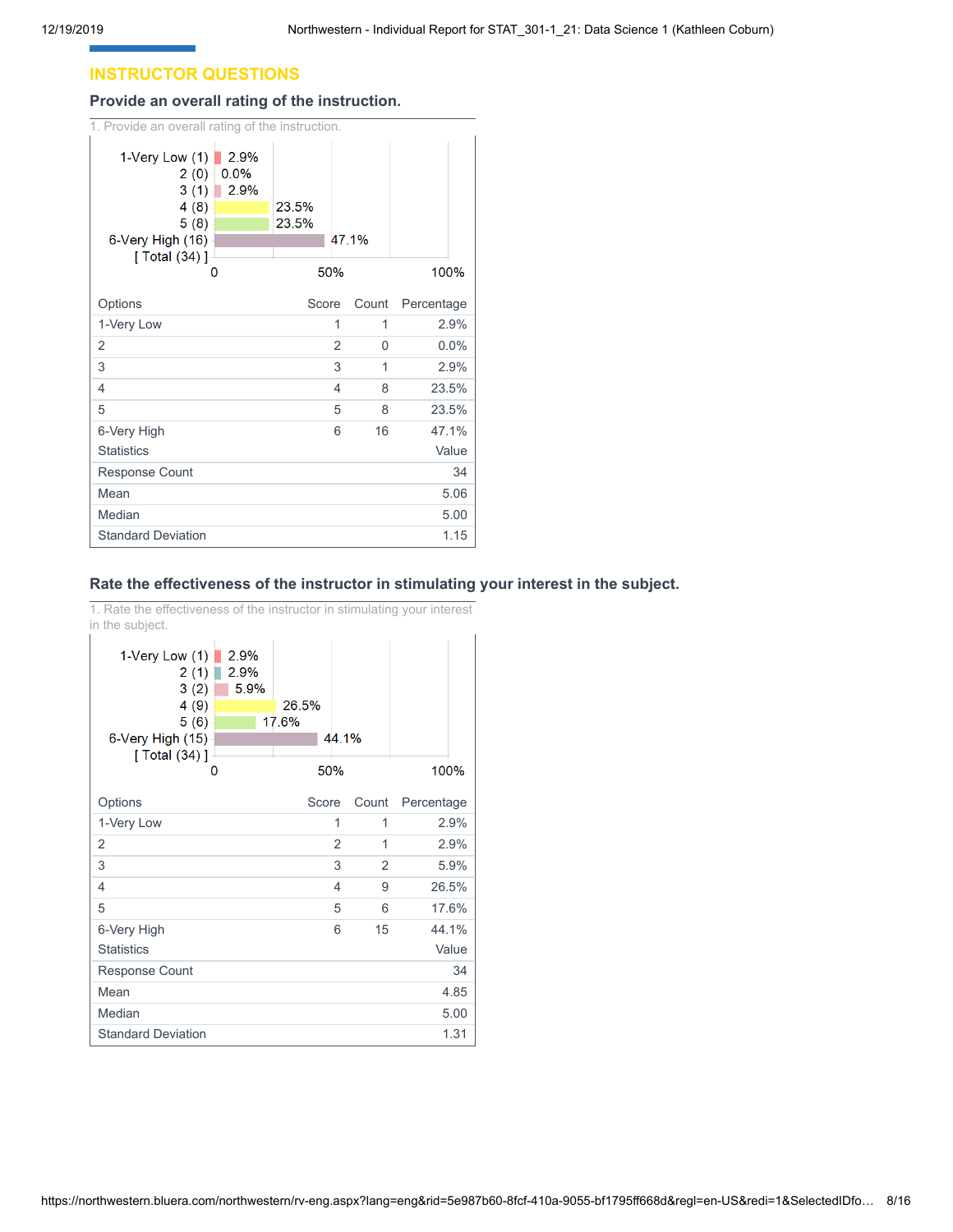## INSTRUCTOR QUESTIONS

### Provide an overall rating of the instruction.

1. Provide an overall rating of the instruction.

| Options | Score | Count | Percentage |
|---|---|---|---|
| 1-Very Low | 1 | 1 | 2.9% |
| 2 | 2 | 0 | 0.0% |
| 3 | 3 | 1 | 2.9% |
| 4 | 4 | 8 | 23.5% |
| 5 | 5 | 8 | 23.5% |
| 6-Very High | 6 | 16 | 47.1% |

| Statistics | Value |
|---|---|
| Response Count | 34 |
| Mean | 5.06 |
| Median | 5.00 |
| Standard Deviation | 1.15 |

### Rate the effectiveness of the instructor in stimulating your interest in the subject.

1. Rate the effectiveness of the instructor in stimulating your interest in the subject.

| Options | Score | Count | Percentage |
|---|---|---|---|
| 1-Very Low | 1 | 1 | 2.9% |
| 2 | 2 | 1 | 2.9% |
| 3 | 3 | 2 | 5.9% |
| 4 | 4 | 9 | 26.5% |
| 5 | 5 | 6 | 17.6% |
| 6-Very High | 6 | 15 | 44.1% |

| Statistics | Value |
|---|---|
| Response Count | 34 |
| Mean | 4.85 |
| Median | 5.00 |
| Standard Deviation | 1.31 |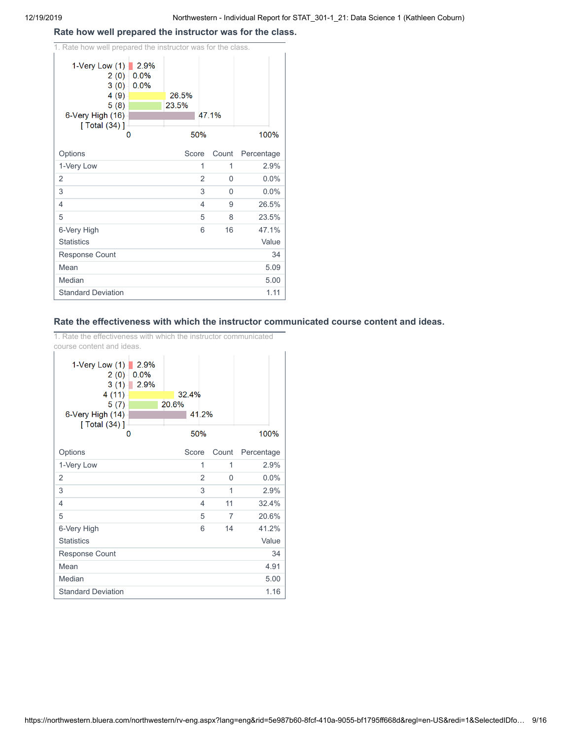### Rate how well prepared the instructor was for the class.

1. Rate how well prepared the instructor was for the class.

| Options | Score | Count | Percentage |
|---|---|---|---|
| 1-Very Low | 1 | 1 | 2.9% |
| 2 | 2 | 0 | 0.0% |
| 3 | 3 | 0 | 0.0% |
| 4 | 4 | 9 | 26.5% |
| 5 | 5 | 8 | 23.5% |
| 6-Very High | 6 | 16 | 47.1% |

[ Total (34) ]

| Statistics | Value |
|---|---|
| Response Count | 34 |
| Mean | 5.09 |
| Median | 5.00 |
| Standard Deviation | 1.11 |

### Rate the effectiveness with which the instructor communicated course content and ideas.

1. Rate the effectiveness with which the instructor communicated course content and ideas.

| Options | Score | Count | Percentage |
|---|---|---|---|
| 1-Very Low | 1 | 1 | 2.9% |
| 2 | 2 | 0 | 0.0% |
| 3 | 3 | 1 | 2.9% |
| 4 | 4 | 11 | 32.4% |
| 5 | 5 | 7 | 20.6% |
| 6-Very High | 6 | 14 | 41.2% |

[ Total (34) ]

| Statistics | Value |
|---|---|
| Response Count | 34 |
| Mean | 4.91 |
| Median | 5.00 |
| Standard Deviation | 1.16 |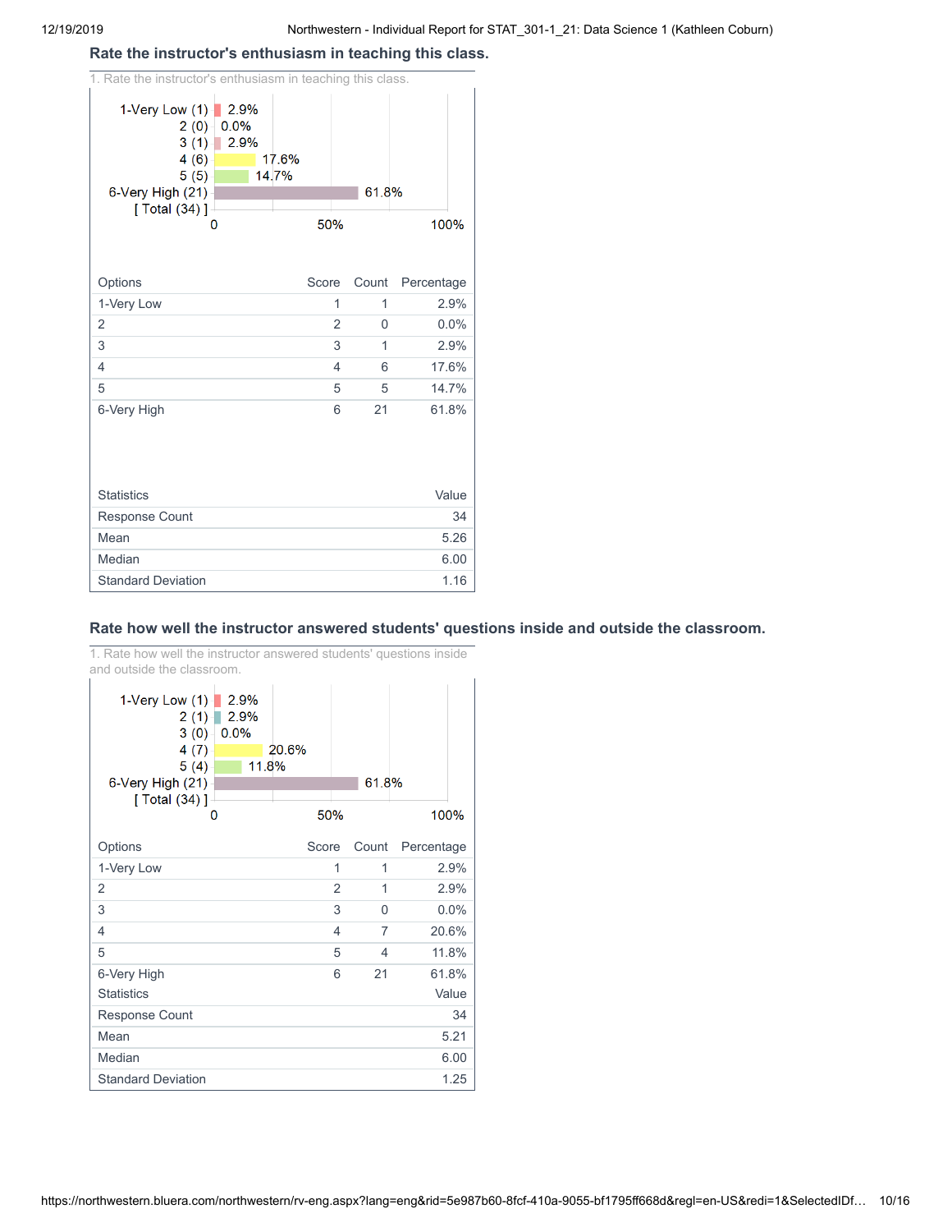## Rate the instructor's enthusiasm in teaching this class.

1. Rate the instructor's enthusiasm in teaching this class.

1-Very Low (1) 2.9%
2 (0) 0.0%
3 (1) 2.9%
4 (6) 17.6%
5 (5) 14.7%
6-Very High (21) 61.8%
[ Total (34) ]

0 50% 100%

| Options | Score | Count | Percentage |
|---|---|---|---|
| 1-Very Low | 1 | 1 | 2.9% |
| 2 | 2 | 0 | 0.0% |
| 3 | 3 | 1 | 2.9% |
| 4 | 4 | 6 | 17.6% |
| 5 | 5 | 5 | 14.7% |
| 6-Very High | 6 | 21 | 61.8% |

| Statistics | Value |
|---|---|
| Response Count | 34 |
| Mean | 5.26 |
| Median | 6.00 |
| Standard Deviation | 1.16 |

## Rate how well the instructor answered students' questions inside and outside the classroom.

1. Rate how well the instructor answered students' questions inside and outside the classroom.

1-Very Low (1) 2.9%
2 (1) 2.9%
3 (0) 0.0%
4 (7) 20.6%
5 (4) 11.8%
6-Very High (21) 61.8%
[ Total (34) ]

0 50% 100%

| Options | Score | Count | Percentage |
|---|---|---|---|
| 1-Very Low | 1 | 1 | 2.9% |
| 2 | 2 | 1 | 2.9% |
| 3 | 3 | 0 | 0.0% |
| 4 | 4 | 7 | 20.6% |
| 5 | 5 | 4 | 11.8% |
| 6-Very High | 6 | 21 | 61.8% |

| Statistics | Value |
|---|---|
| Response Count | 34 |
| Mean | 5.21 |
| Median | 6.00 |
| Standard Deviation | 1.25 |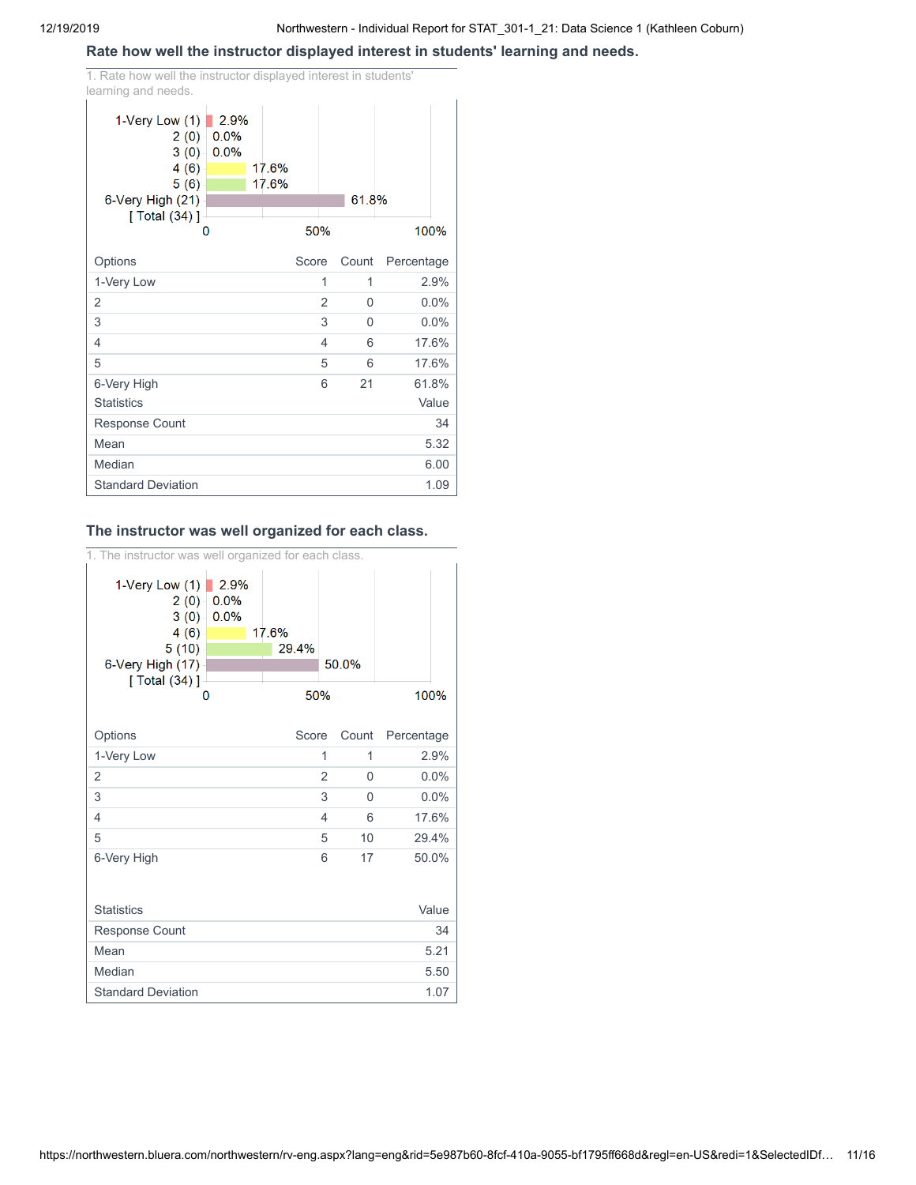## Rate how well the instructor displayed interest in students' learning and needs.

1. Rate how well the instructor displayed interest in students' learning and needs.

| Options | Score | Count | Percentage |
|---|---|---|---|
| 1-Very Low | 1 | 1 | 2.9% |
| 2 | 2 | 0 | 0.0% |
| 3 | 3 | 0 | 0.0% |
| 4 | 4 | 6 | 17.6% |
| 5 | 5 | 6 | 17.6% |
| 6-Very High | 6 | 21 | 61.8% |

| Statistics | Value |
|---|---|
| Response Count | 34 |
| Mean | 5.32 |
| Median | 6.00 |
| Standard Deviation | 1.09 |

## The instructor was well organized for each class.

1. The instructor was well organized for each class.

| Options | Score | Count | Percentage |
|---|---|---|---|
| 1-Very Low | 1 | 1 | 2.9% |
| 2 | 2 | 0 | 0.0% |
| 3 | 3 | 0 | 0.0% |
| 4 | 4 | 6 | 17.6% |
| 5 | 5 | 10 | 29.4% |
| 6-Very High | 6 | 17 | 50.0% |

| Statistics | Value |
|---|---|
| Response Count | 34 |
| Mean | 5.21 |
| Median | 5.50 |
| Standard Deviation | 1.07 |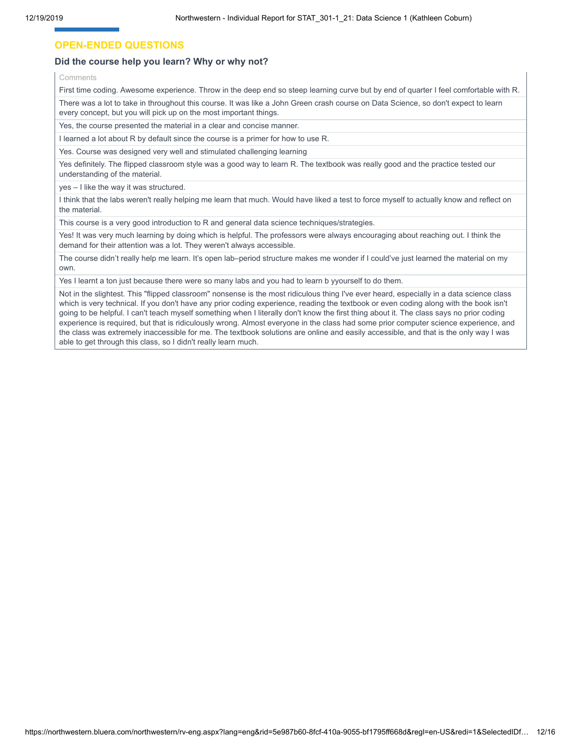## OPEN-ENDED QUESTIONS

### Did the course help you learn? Why or why not?

| Comments |
| --- |
| First time coding. Awesome experience. Throw in the deep end so steep learning curve but by end of quarter I feel comfortable with R. |
| There was a lot to take in throughout this course. It was like a John Green crash course on Data Science, so don't expect to learn every concept, but you will pick up on the most important things. |
| Yes, the course presented the material in a clear and concise manner. |
| I learned a lot about R by default since the course is a primer for how to use R. |
| Yes. Course was designed very well and stimulated challenging learning |
| Yes definitely. The flipped classroom style was a good way to learn R. The textbook was really good and the practice tested our understanding of the material. |
| yes – I like the way it was structured. |
| I think that the labs weren't really helping me learn that much. Would have liked a test to force myself to actually know and reflect on the material. |
| This course is a very good introduction to R and general data science techniques/strategies. |
| Yes! It was very much learning by doing which is helpful. The professors were always encouraging about reaching out. I think the demand for their attention was a lot. They weren't always accessible. |
| The course didn’t really help me learn. It’s open lab–period structure makes me wonder if I could’ve just learned the material on my own. |
| Yes I learnt a ton just because there were so many labs and you had to learn b yyourself to do them. |
| Not in the slightest. This "flipped classroom" nonsense is the most ridiculous thing I've ever heard, especially in a data science class which is very technical. If you don't have any prior coding experience, reading the textbook or even coding along with the book isn't going to be helpful. I can't teach myself something when I literally don't know the first thing about it. The class says no prior coding experience is required, but that is ridiculously wrong. Almost everyone in the class had some prior computer science experience, and the class was extremely inaccessible for me. The textbook solutions are online and easily accessible, and that is the only way I was able to get through this class, so I didn't really learn much. |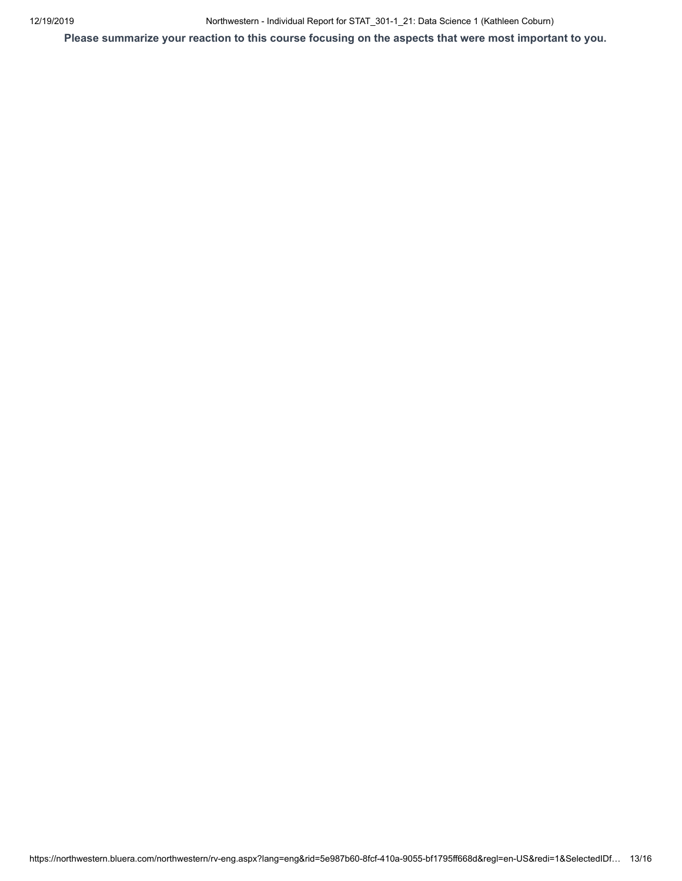**Please summarize your reaction to this course focusing on the aspects that were most important to you.**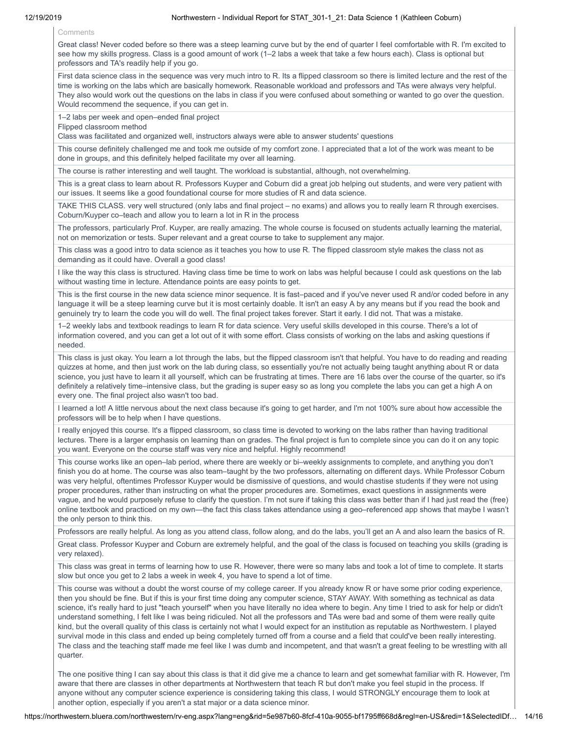Comments

Great class! Never coded before so there was a steep learning curve but by the end of quarter I feel comfortable with R. I'm excited to see how my skills progress. Class is a good amount of work (1–2 labs a week that take a few hours each). Class is optional but professors and TA's readily help if you go.

First data science class in the sequence was very much intro to R. Its a flipped classroom so there is limited lecture and the rest of the time is working on the labs which are basically homework. Reasonable workload and professors and TAs were always very helpful. They also would work out the questions on the labs in class if you were confused about something or wanted to go over the question. Would recommend the sequence, if you can get in.

1–2 labs per week and open–ended final project
Flipped classroom method
Class was facilitated and organized well, instructors always were able to answer students' questions

This course definitely challenged me and took me outside of my comfort zone. I appreciated that a lot of the work was meant to be done in groups, and this definitely helped facilitate my over all learning.

The course is rather interesting and well taught. The workload is substantial, although, not overwhelming.

This is a great class to learn about R. Professors Kuyper and Coburn did a great job helping out students, and were very patient with our issues. It seems like a good foundational course for more studies of R and data science.

TAKE THIS CLASS. very well structured (only labs and final project – no exams) and allows you to really learn R through exercises. Coburn/Kuyper co–teach and allow you to learn a lot in R in the process

The professors, particularly Prof. Kuyper, are really amazing. The whole course is focused on students actually learning the material, not on memorization or tests. Super relevant and a great course to take to supplement any major.

This class was a good intro to data science as it teaches you how to use R. The flipped classroom style makes the class not as demanding as it could have. Overall a good class!

I like the way this class is structured. Having class time be time to work on labs was helpful because I could ask questions on the lab without wasting time in lecture. Attendance points are easy points to get.

This is the first course in the new data science minor sequence. It is fast–paced and if you've never used R and/or coded before in any language it will be a steep learning curve but it is most certainly doable. It isn't an easy A by any means but if you read the book and genuinely try to learn the code you will do well. The final project takes forever. Start it early. I did not. That was a mistake.

1–2 weekly labs and textbook readings to learn R for data science. Very useful skills developed in this course. There's a lot of information covered, and you can get a lot out of it with some effort. Class consists of working on the labs and asking questions if needed.

This class is just okay. You learn a lot through the labs, but the flipped classroom isn't that helpful. You have to do reading and reading quizzes at home, and then just work on the lab during class, so essentially you're not actually being taught anything about R or data science, you just have to learn it all yourself, which can be frustrating at times. There are 16 labs over the course of the quarter, so it's definitely a relatively time–intensive class, but the grading is super easy so as long you complete the labs you can get a high A on every one. The final project also wasn't too bad.

I learned a lot! A little nervous about the next class because it's going to get harder, and I'm not 100% sure about how accessible the professors will be to help when I have questions.

I really enjoyed this course. It's a flipped classroom, so class time is devoted to working on the labs rather than having traditional lectures. There is a larger emphasis on learning than on grades. The final project is fun to complete since you can do it on any topic you want. Everyone on the course staff was very nice and helpful. Highly recommend!

This course works like an open–lab period, where there are weekly or bi–weekly assignments to complete, and anything you don't finish you do at home. The course was also team–taught by the two professors, alternating on different days. While Professor Coburn was very helpful, oftentimes Professor Kuyper would be dismissive of questions, and would chastise students if they were not using proper procedures, rather than instructing on what the proper procedures are. Sometimes, exact questions in assignments were vague, and he would purposely refuse to clarify the question. I'm not sure if taking this class was better than if I had just read the (free) online textbook and practiced on my own—the fact this class takes attendance using a geo–referenced app shows that maybe I wasn't the only person to think this.

Professors are really helpful. As long as you attend class, follow along, and do the labs, you'll get an A and also learn the basics of R.

Great class. Professor Kuyper and Coburn are extremely helpful, and the goal of the class is focused on teaching you skills (grading is very relaxed).

This class was great in terms of learning how to use R. However, there were so many labs and took a lot of time to complete. It starts slow but once you get to 2 labs a week in week 4, you have to spend a lot of time.

This course was without a doubt the worst course of my college career. If you already know R or have some prior coding experience, then you should be fine. But if this is your first time doing any computer science, STAY AWAY. With something as technical as data science, it's really hard to just "teach yourself" when you have literally no idea where to begin. Any time I tried to ask for help or didn't understand something, I felt like I was being ridiculed. Not all the professors and TAs were bad and some of them were really quite kind, but the overall quality of this class is certainly not what I would expect for an institution as reputable as Northwestern. I played survival mode in this class and ended up being completely turned off from a course and a field that could've been really interesting. The class and the teaching staff made me feel like I was dumb and incompetent, and that wasn't a great feeling to be wrestling with all quarter.

The one positive thing I can say about this class is that it did give me a chance to learn and get somewhat familiar with R. However, I'm aware that there are classes in other departments at Northwestern that teach R but don't make you feel stupid in the process. If anyone without any computer science experience is considering taking this class, I would STRONGLY encourage them to look at another option, especially if you aren't a stat major or a data science minor.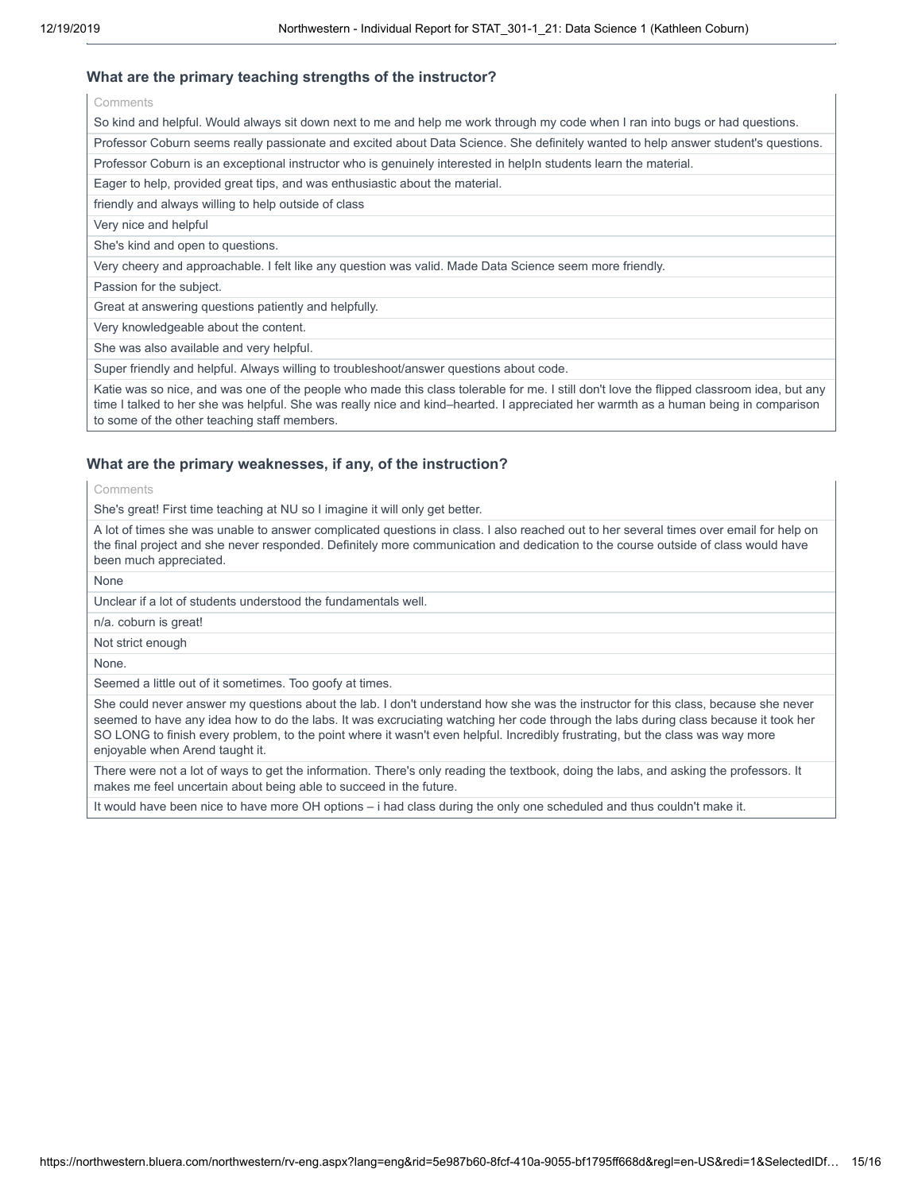### What are the primary teaching strengths of the instructor?

| Comments |
| --- |
| So kind and helpful. Would always sit down next to me and help me work through my code when I ran into bugs or had questions. |
| Professor Coburn seems really passionate and excited about Data Science. She definitely wanted to help answer student's questions. |
| Professor Coburn is an exceptional instructor who is genuinely interested in helpIn students learn the material. |
| Eager to help, provided great tips, and was enthusiastic about the material. |
| friendly and always willing to help outside of class |
| Very nice and helpful |
| She's kind and open to questions. |
| Very cheery and approachable. I felt like any question was valid. Made Data Science seem more friendly. |
| Passion for the subject. |
| Great at answering questions patiently and helpfully. |
| Very knowledgeable about the content. |
| She was also available and very helpful. |
| Super friendly and helpful. Always willing to troubleshoot/answer questions about code. |
| Katie was so nice, and was one of the people who made this class tolerable for me. I still don't love the flipped classroom idea, but any time I talked to her she was helpful. She was really nice and kind–hearted. I appreciated her warmth as a human being in comparison to some of the other teaching staff members. |

### What are the primary weaknesses, if any, of the instruction?

| Comments |
| --- |
| She's great! First time teaching at NU so I imagine it will only get better. |
| A lot of times she was unable to answer complicated questions in class. I also reached out to her several times over email for help on the final project and she never responded. Definitely more communication and dedication to the course outside of class would have been much appreciated. |
| None |
| Unclear if a lot of students understood the fundamentals well. |
| n/a. coburn is great! |
| Not strict enough |
| None. |
| Seemed a little out of it sometimes. Too goofy at times. |
| She could never answer my questions about the lab. I don't understand how she was the instructor for this class, because she never seemed to have any idea how to do the labs. It was excruciating watching her code through the labs during class because it took her SO LONG to finish every problem, to the point where it wasn't even helpful. Incredibly frustrating, but the class was way more enjoyable when Arend taught it. |
| There were not a lot of ways to get the information. There's only reading the textbook, doing the labs, and asking the professors. It makes me feel uncertain about being able to succeed in the future. |
| It would have been nice to have more OH options – i had class during the only one scheduled and thus couldn't make it. |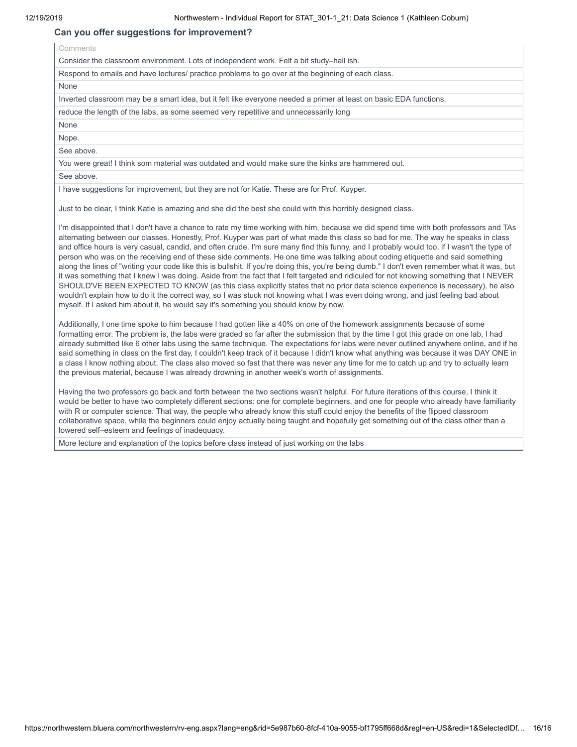### Can you offer suggestions for improvement?

| Comments |
|---|
| Consider the classroom environment. Lots of independent work. Felt a bit study–hall ish. |
| Respond to emails and have lectures/ practice problems to go over at the beginning of each class. |
| None |
| Inverted classroom may be a smart idea, but it felt like everyone needed a primer at least on basic EDA functions. |
| reduce the length of the labs, as some seemed very repetitive and unnecessarily long |
| None |
| Nope. |
| See above. |
| You were great! I think som material was outdated and would make sure the kinks are hammered out. |
| See above. |
| I have suggestions for improvement, but they are not for Katie. These are for Prof. Kuyper.<br><br>Just to be clear, I think Katie is amazing and she did the best she could with this horribly designed class.<br><br>I'm disappointed that I don't have a chance to rate my time working with him, because we did spend time with both professors and TAs alternating between our classes. Honestly, Prof. Kuyper was part of what made this class so bad for me. The way he speaks in class and office hours is very casual, candid, and often crude. I'm sure many find this funny, and I probably would too, if I wasn't the type of person who was on the receiving end of these side comments. He one time was talking about coding etiquette and said something along the lines of "writing your code like this is bullshit. If you're doing this, you're being dumb." I don't even remember what it was, but it was something that I knew I was doing. Aside from the fact that I felt targeted and ridiculed for not knowing something that I NEVER SHOULD'VE BEEN EXPECTED TO KNOW (as this class explicitly states that no prior data science experience is necessary), he also wouldn't explain how to do it the correct way, so I was stuck not knowing what I was even doing wrong, and just feeling bad about myself. If I asked him about it, he would say it's something you should know by now.<br><br>Additionally, I one time spoke to him because I had gotten like a 40% on one of the homework assignments because of some formatting error. The problem is, the labs were graded so far after the submission that by the time I got this grade on one lab, I had already submitted like 6 other labs using the same technique. The expectations for labs were never outlined anywhere online, and if he said something in class on the first day, I couldn't keep track of it because I didn't know what anything was because it was DAY ONE in a class I know nothing about. The class also moved so fast that there was never any time for me to catch up and try to actually learn the previous material, because I was already drowning in another week's worth of assignments.<br><br>Having the two professors go back and forth between the two sections wasn't helpful. For future iterations of this course, I think it would be better to have two completely different sections: one for complete beginners, and one for people who already have familiarity with R or computer science. That way, the people who already know this stuff could enjoy the benefits of the flipped classroom collaborative space, while the beginners could enjoy actually being taught and hopefully get something out of the class other than a lowered self–esteem and feelings of inadequacy. |
| More lecture and explanation of the topics before class instead of just working on the labs |